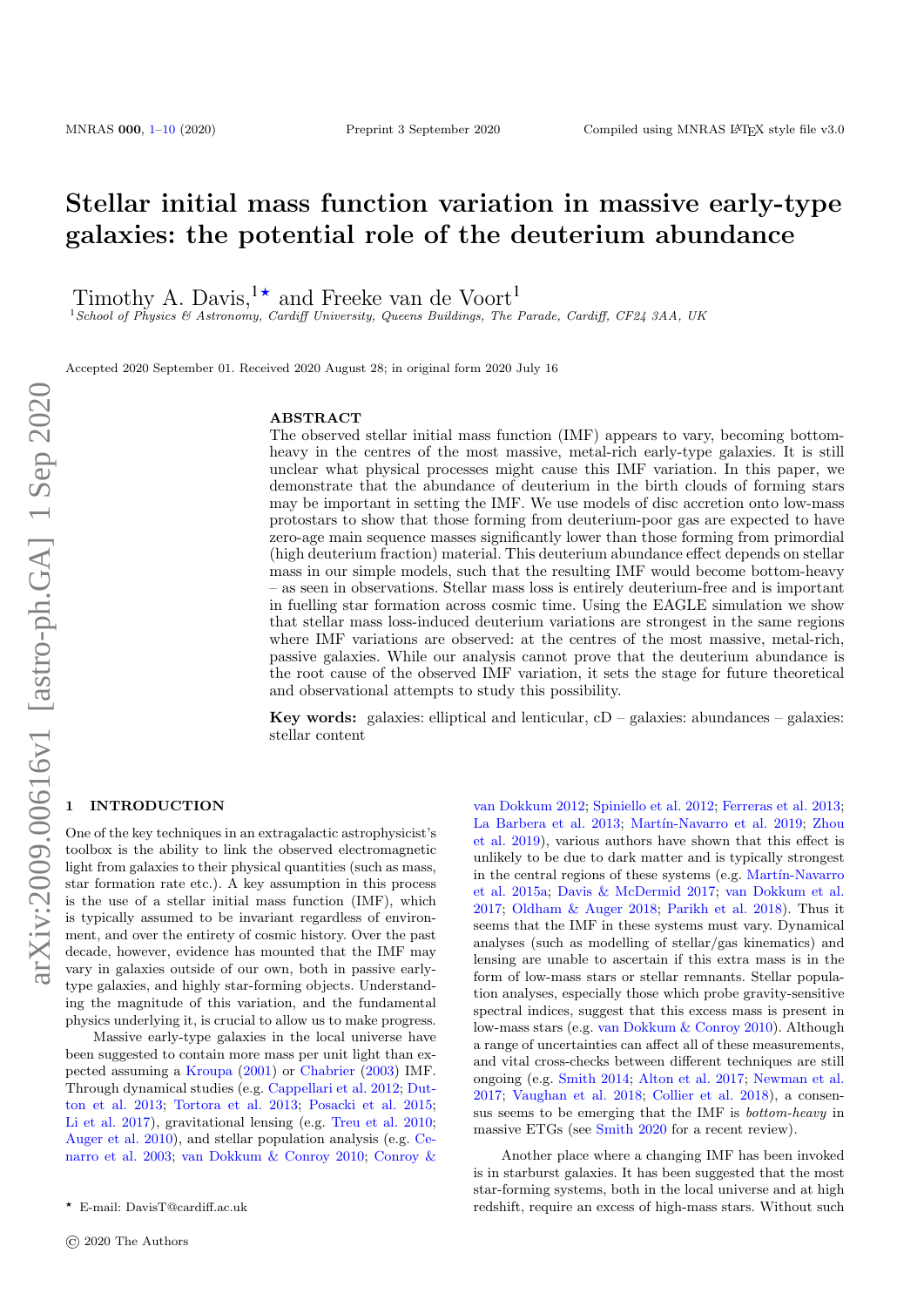# Stellar initial mass function variation in massive early-type galaxies: the potential role of the deuterium abundance

Timothy A. Davis,[1★] and Freeke van de Voort[1]

[1]School of Physics & Astronomy, Cardiff University, Queens Buildings, The Parade, Cardiff, CF24 3AA, UK

Accepted 2020 September 01. Received 2020 August 28; in original form 2020 July 16

## ABSTRACT

The observed stellar initial mass function (IMF) appears to vary, becoming bottom-heavy in the centres of the most massive, metal-rich early-type galaxies. It is still unclear what physical processes might cause this IMF variation. In this paper, we demonstrate that the abundance of deuterium in the birth clouds of forming stars may be important in setting the IMF. We use models of disc accretion onto low-mass protostars to show that those forming from deuterium-poor gas are expected to have zero-age main sequence masses significantly lower than those forming from primordial (high deuterium fraction) material. This deuterium abundance effect depends on stellar mass in our simple models, such that the resulting IMF would become bottom-heavy – as seen in observations. Stellar mass loss is entirely deuterium-free and is important in fuelling star formation across cosmic time. Using the EAGLE simulation we show that stellar mass loss-induced deuterium variations are strongest in the same regions where IMF variations are observed: at the centres of the most massive, metal-rich, passive galaxies. While our analysis cannot prove that the deuterium abundance is the root cause of the observed IMF variation, it sets the stage for future theoretical and observational attempts to study this possibility.

**Key words:** galaxies: elliptical and lenticular, cD – galaxies: abundances – galaxies: stellar content

## 1 INTRODUCTION

One of the key techniques in an extragalactic astrophysicist's toolbox is the ability to link the observed electromagnetic light from galaxies to their physical quantities (such as mass, star formation rate etc.). A key assumption in this process is the use of a stellar initial mass function (IMF), which is typically assumed to be invariant regardless of environment, and over the entirety of cosmic history. Over the past decade, however, evidence has mounted that the IMF may vary in galaxies outside of our own, both in passive early-type galaxies, and highly star-forming objects. Understanding the magnitude of this variation, and the fundamental physics underlying it, is crucial to allow us to make progress.

Massive early-type galaxies in the local universe have been suggested to contain more mass per unit light than expected assuming a Kroupa (2001) or Chabrier (2003) IMF. Through dynamical studies (e.g. Cappellari et al. 2012; Dutton et al. 2013; Tortora et al. 2013; Posacki et al. 2015; Li et al. 2017), gravitational lensing (e.g. Treu et al. 2010; Auger et al. 2010), and stellar population analysis (e.g. Cenarro et al. 2003; van Dokkum & Conroy 2010; Conroy & van Dokkum 2012; Spiniello et al. 2012; Ferreras et al. 2013; La Barbera et al. 2013; Martín-Navarro et al. 2019; Zhou et al. 2019), various authors have shown that this effect is unlikely to be due to dark matter and is typically strongest in the central regions of these systems (e.g. Martín-Navarro et al. 2015a; Davis & McDermid 2017; van Dokkum et al. 2017; Oldham & Auger 2018; Parikh et al. 2018). Thus it seems that the IMF in these systems must vary. Dynamical analyses (such as modelling of stellar/gas kinematics) and lensing are unable to ascertain if this extra mass is in the form of low-mass stars or stellar remnants. Stellar population analyses, especially those which probe gravity-sensitive spectral indices, suggest that this excess mass is present in low-mass stars (e.g. van Dokkum & Conroy 2010). Although a range of uncertainties can affect all of these measurements, and vital cross-checks between different techniques are still ongoing (e.g. Smith 2014; Alton et al. 2017; Newman et al. 2017; Vaughan et al. 2018; Collier et al. 2018), a consensus seems to be emerging that the IMF is *bottom-heavy* in massive ETGs (see Smith 2020 for a recent review).

Another place where a changing IMF has been invoked is in starburst galaxies. It has been suggested that the most star-forming systems, both in the local universe and at high redshift, require an excess of high-mass stars. Without such

★ E-mail: DavisT@cardiff.ac.uk

© 2020 The Authors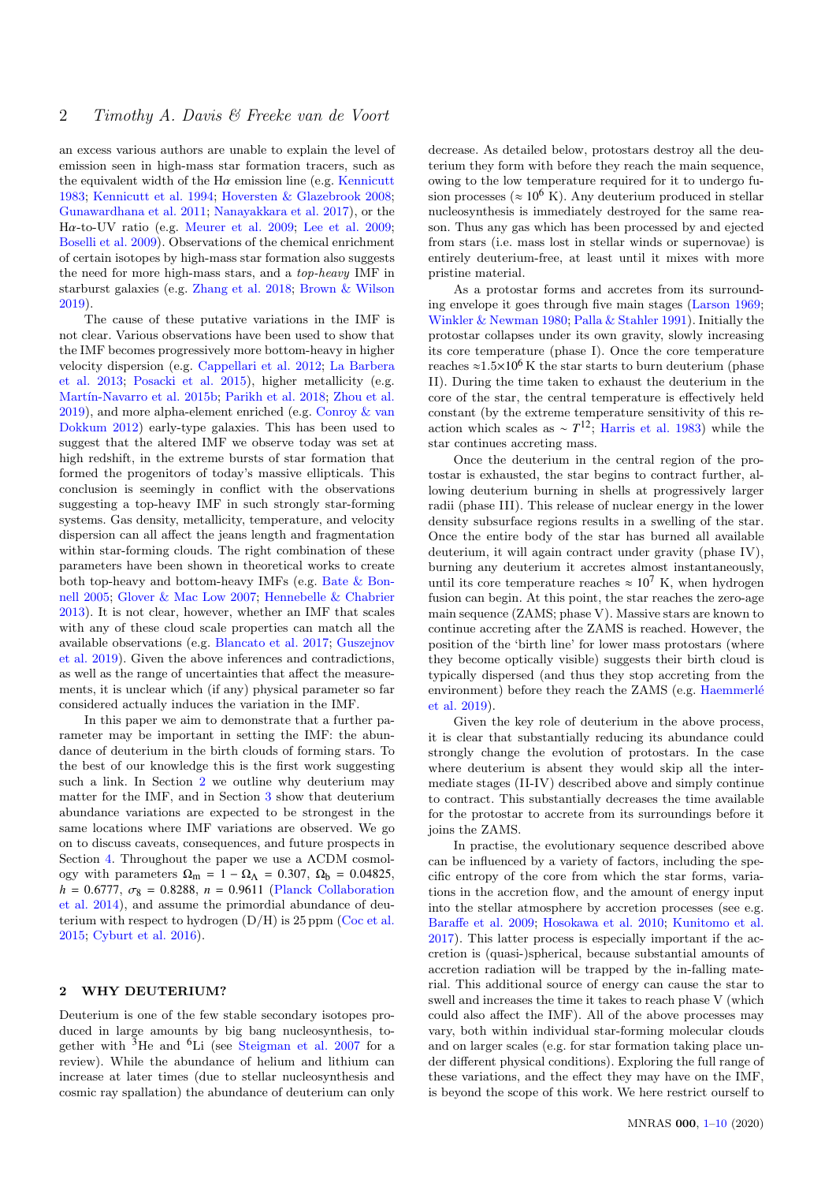an excess various authors are unable to explain the level of emission seen in high-mass star formation tracers, such as the equivalent width of the Hα emission line (e.g. Kennicutt 1983; Kennicutt et al. 1994; Hoversten & Glazebrook 2008; Gunawardhana et al. 2011; Nanayakkara et al. 2017), or the Hα-to-UV ratio (e.g. Meurer et al. 2009; Lee et al. 2009; Boselli et al. 2009). Observations of the chemical enrichment of certain isotopes by high-mass star formation also suggests the need for more high-mass stars, and a *top-heavy* IMF in starburst galaxies (e.g. Zhang et al. 2018; Brown & Wilson 2019).

The cause of these putative variations in the IMF is not clear. Various observations have been used to show that the IMF becomes progressively more bottom-heavy in higher velocity dispersion (e.g. Cappellari et al. 2012; La Barbera et al. 2013; Posacki et al. 2015), higher metallicity (e.g. Martín-Navarro et al. 2015b; Parikh et al. 2018; Zhou et al. 2019), and more alpha-element enriched (e.g. Conroy & van Dokkum 2012) early-type galaxies. This has been used to suggest that the altered IMF we observe today was set at high redshift, in the extreme bursts of star formation that formed the progenitors of today's massive ellipticals. This conclusion is seemingly in conflict with the observations suggesting a top-heavy IMF in such strongly star-forming systems. Gas density, metallicity, temperature, and velocity dispersion can all affect the jeans length and fragmentation within star-forming clouds. The right combination of these parameters have been shown in theoretical works to create both top-heavy and bottom-heavy IMFs (e.g. Bate & Bonnell 2005; Glover & Mac Low 2007; Hennebelle & Chabrier 2013). It is not clear, however, whether an IMF that scales with any of these cloud scale properties can match all the available observations (e.g. Blancato et al. 2017; Guszejnov et al. 2019). Given the above inferences and contradictions, as well as the range of uncertainties that affect the measurements, it is unclear which (if any) physical parameter so far considered actually induces the variation in the IMF.

In this paper we aim to demonstrate that a further parameter may be important in setting the IMF: the abundance of deuterium in the birth clouds of forming stars. To the best of our knowledge this is the first work suggesting such a link. In Section 2 we outline why deuterium may matter for the IMF, and in Section 3 show that deuterium abundance variations are expected to be strongest in the same locations where IMF variations are observed. We go on to discuss caveats, consequences, and future prospects in Section 4. Throughout the paper we use a ΛCDM cosmology with parameters $\Omega_\mathrm{m} = 1 - \Omega_\Lambda = 0.307$, $\Omega_\mathrm{b} = 0.04825$, $h = 0.6777$, $\sigma_8 = 0.8288$, $n = 0.9611$ (Planck Collaboration et al. 2014), and assume the primordial abundance of deuterium with respect to hydrogen (D/H) is 25 ppm (Coc et al. 2015; Cyburt et al. 2016).

## 2 WHY DEUTERIUM?

Deuterium is one of the few stable secondary isotopes produced in large amounts by big bang nucleosynthesis, together with $^3$He and $^6$Li (see Steigman et al. 2007 for a review). While the abundance of helium and lithium can increase at later times (due to stellar nucleosynthesis and cosmic ray spallation) the abundance of deuterium can only decrease. As detailed below, protostars destroy all the deuterium they form with before they reach the main sequence, owing to the low temperature required for it to undergo fusion processes ($\approx 10^6$ K). Any deuterium produced in stellar nucleosynthesis is immediately destroyed for the same reason. Thus any gas which has been processed by and ejected from stars (i.e. mass lost in stellar winds or supernovae) is entirely deuterium-free, at least until it mixes with more pristine material.

As a protostar forms and accretes from its surrounding envelope it goes through five main stages (Larson 1969; Winkler & Newman 1980; Palla & Stahler 1991). Initially the protostar collapses under its own gravity, slowly increasing its core temperature (phase I). Once the core temperature reaches $\approx 1.5 \times 10^6$ K the star starts to burn deuterium (phase II). During the time taken to exhaust the deuterium in the core of the star, the central temperature is effectively held constant (by the extreme temperature sensitivity of this reaction which scales as $\sim T^{12}$; Harris et al. 1983) while the star continues accreting mass.

Once the deuterium in the central region of the protostar is exhausted, the star begins to contract further, allowing deuterium burning in shells at progressively larger radii (phase III). This release of nuclear energy in the lower density subsurface regions results in a swelling of the star. Once the entire body of the star has burned all available deuterium, it will again contract under gravity (phase IV), burning any deuterium it accretes almost instantaneously, until its core temperature reaches $\approx 10^7$ K, when hydrogen fusion can begin. At this point, the star reaches the zero-age main sequence (ZAMS; phase V). Massive stars are known to continue accreting after the ZAMS is reached. However, the position of the 'birth line' for lower mass protostars (where they become optically visible) suggests their birth cloud is typically dispersed (and thus they stop accreting from the environment) before they reach the ZAMS (e.g. Haemmerlé et al. 2019).

Given the key role of deuterium in the above process, it is clear that substantially reducing its abundance could strongly change the evolution of protostars. In the case where deuterium is absent they would skip all the intermediate stages (II-IV) described above and simply continue to contract. This substantially decreases the time available for the protostar to accrete from its surroundings before it joins the ZAMS.

In practise, the evolutionary sequence described above can be influenced by a variety of factors, including the specific entropy of the core from which the star forms, variations in the accretion flow, and the amount of energy input into the stellar atmosphere by accretion processes (see e.g. Baraffe et al. 2009; Hosokawa et al. 2010; Kunitomo et al. 2017). This latter process is especially important if the accretion is (quasi-)spherical, because substantial amounts of accretion radiation will be trapped by the in-falling material. This additional source of energy can cause the star to swell and increases the time it takes to reach phase V (which could also affect the IMF). All of the above processes may vary, both within individual star-forming molecular clouds and on larger scales (e.g. for star formation taking place under different physical conditions). Exploring the full range of these variations, and the effect they may have on the IMF, is beyond the scope of this work. We here restrict ourself to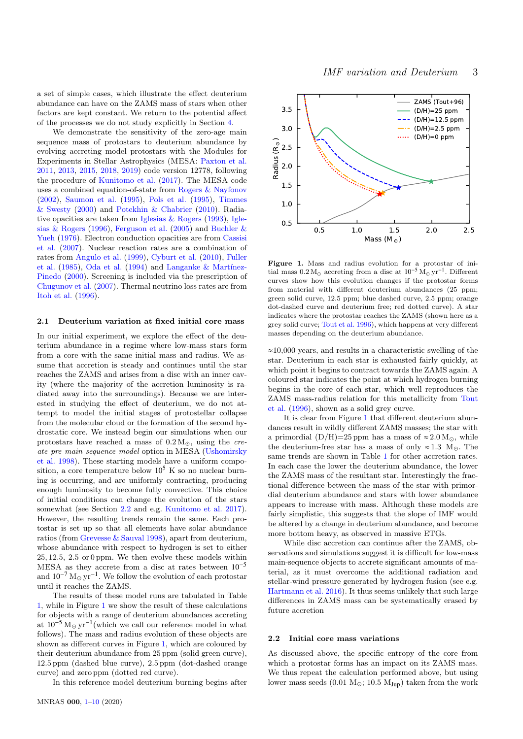a set of simple cases, which illustrate the effect deuterium abundance can have on the ZAMS mass of stars when other factors are kept constant. We return to the potential affect of the processes we do not study explicitly in Section 4.

We demonstrate the sensitivity of the zero-age main sequence mass of protostars to deuterium abundance by evolving accreting model protostars with the Modules for Experiments in Stellar Astrophysics (MESA: Paxton et al. 2011, 2013, 2015, 2018, 2019) code version 12778, following the procedure of Kunitomo et al. (2017). The MESA code uses a combined equation-of-state from Rogers & Nayfonov (2002), Saumon et al. (1995), Pols et al. (1995), Timmes & Swesty (2000) and Potekhin & Chabrier (2010). Radiative opacities are taken from Iglesias & Rogers (1993), Iglesias & Rogers (1996), Ferguson et al. (2005) and Buchler & Yueh (1976). Electron conduction opacities are from Cassisi et al. (2007). Nuclear reaction rates are a combination of rates from Angulo et al. (1999), Cyburt et al. (2010), Fuller et al. (1985), Oda et al. (1994) and Langanke & Martínez-Pinedo (2000). Screening is included via the prescription of Chugunov et al. (2007). Thermal neutrino loss rates are from Itoh et al. (1996).

## 2.1 Deuterium variation at fixed initial core mass

In our initial experiment, we explore the effect of the deuterium abundance in a regime where low-mass stars form from a core with the same initial mass and radius. We assume that accretion is steady and continues until the star reaches the ZAMS and arises from a disc with an inner cavity (where the majority of the accretion luminosity is radiated away into the surroundings). Because we are interested in studying the effect of deuterium, we do not attempt to model the initial stages of protostellar collapse from the molecular cloud or the formation of the second hydrostatic core. We instead begin our simulations when our protostars have reached a mass of $0.2\,\mathrm{M_\odot}$, using the *create_pre_main_sequence_model* option in MESA (Ushomirsky et al. 1998). These starting models have a uniform composition, a core temperature below $10^5$ K so no nuclear burning is occurring, and are uniformly contracting, producing enough luminosity to become fully convective. This choice of initial conditions can change the evolution of the stars somewhat (see Section 2.2 and e.g. Kunitomo et al. 2017). However, the resulting trends remain the same. Each protostar is set up so that all elements have solar abundance ratios (from Grevesse & Sauval 1998), apart from deuterium, whose abundance with respect to hydrogen is set to either 25, 12.5, 2.5 or 0 ppm. We then evolve these models within MESA as they accrete from a disc at rates between $10^{-5}$ and $10^{-7}\,\mathrm{M_\odot\,yr^{-1}}$. We follow the evolution of each protostar until it reaches the ZAMS.

The results of these model runs are tabulated in Table 1, while in Figure 1 we show the result of these calculations for objects with a range of deuterium abundances accreting at $10^{-5}\,\mathrm{M_\odot\,yr^{-1}}$(which we call our reference model in what follows). The mass and radius evolution of these objects are shown as different curves in Figure 1, which are coloured by their deuterium abundance from 25 ppm (solid green curve), 12.5 ppm (dashed blue curve), 2.5 ppm (dot-dashed orange curve) and zero ppm (dotted red curve).

In this reference model deuterium burning begins after ≈10,000 years, and results in a characteristic swelling of the star. Deuterium in each star is exhausted fairly quickly, at which point it begins to contract towards the ZAMS again. A coloured star indicates the point at which hydrogen burning begins in the core of each star, which well reproduces the ZAMS mass-radius relation for this metallicity from Tout et al. (1996), shown as a solid grey curve.

**Figure 1.** Mass and radius evolution for a protostar of initial mass $0.2\,\mathrm{M_\odot}$ accreting from a disc at $10^{-5}\,\mathrm{M_\odot\,yr^{-1}}$. Different curves show how this evolution changes if the protostar forms from material with different deuterium abundances (25 ppm; green solid curve, 12.5 ppm; blue dashed curve, 2.5 ppm; orange dot-dashed curve and deuterium free; red dotted curve). A star indicates where the protostar reaches the ZAMS (shown here as a grey solid curve; Tout et al. 1996), which happens at very different masses depending on the deuterium abundance.

It is clear from Figure 1 that different deuterium abundances result in wildly different ZAMS masses; the star with a primordial (D/H)=25 ppm has a mass of $\approx 2.0\,\mathrm{M_\odot}$, while the deuterium-free star has a mass of only $\approx 1.3\,\mathrm{M_\odot}$. The same trends are shown in Table 1 for other accretion rates. In each case the lower the deuterium abundance, the lower the ZAMS mass of the resultant star. Interestingly the fractional difference between the mass of the star with primordial deuterium abundance and stars with lower abundance appears to increase with mass. Although these models are fairly simplistic, this suggests that the slope of IMF would be altered by a change in deuterium abundance, and become more bottom heavy, as observed in massive ETGs.

While disc accretion can continue after the ZAMS, observations and simulations suggest it is difficult for low-mass main-sequence objects to accrete significant amounts of material, as it must overcome the additional radiation and stellar-wind pressure generated by hydrogen fusion (see e.g. Hartmann et al. 2016). It thus seems unlikely that such large differences in ZAMS mass can be systematically erased by future accretion

## 2.2 Initial core mass variations

As discussed above, the specific entropy of the core from which a protostar forms has an impact on its ZAMS mass. We thus repeat the calculation performed above, but using lower mass seeds ($0.01\,\mathrm{M_\odot}$; $10.5\,\mathrm{M_{Jup}}$) taken from the work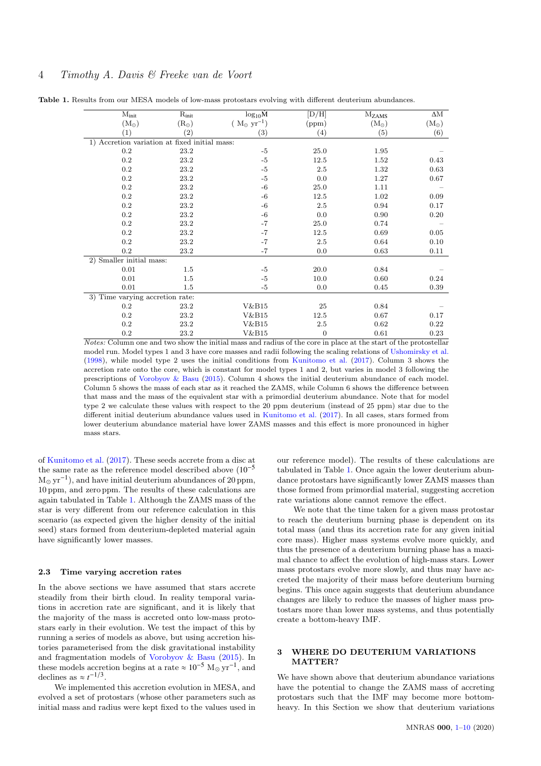**Table 1.** Results from our MESA models of low-mass protostars evolving with different deuterium abundances.

| $M_{init}$ | $R_{init}$ | $\log_{10}\dot{M}$ | [D/H] | $M_{ZAMS}$ | $\Delta M$ |
|---|---|---|---|---|---|
| ($M_\odot$) | ($R_\odot$) | ( $M_\odot$ yr$^{-1}$) | (ppm) | ($M_\odot$) | ($M_\odot$) |
| (1) | (2) | (3) | (4) | (5) | (6) |
| 1) Accretion variation at fixed initial mass: | | | | | |
| 0.2 | 23.2 | -5 | 25.0 | 1.95 | – |
| 0.2 | 23.2 | -5 | 12.5 | 1.52 | 0.43 |
| 0.2 | 23.2 | -5 | 2.5 | 1.32 | 0.63 |
| 0.2 | 23.2 | -5 | 0.0 | 1.27 | 0.67 |
| 0.2 | 23.2 | -6 | 25.0 | 1.11 | – |
| 0.2 | 23.2 | -6 | 12.5 | 1.02 | 0.09 |
| 0.2 | 23.2 | -6 | 2.5 | 0.94 | 0.17 |
| 0.2 | 23.2 | -6 | 0.0 | 0.90 | 0.20 |
| 0.2 | 23.2 | -7 | 25.0 | 0.74 | – |
| 0.2 | 23.2 | -7 | 12.5 | 0.69 | 0.05 |
| 0.2 | 23.2 | -7 | 2.5 | 0.64 | 0.10 |
| 0.2 | 23.2 | -7 | 0.0 | 0.63 | 0.11 |
| 2) Smaller initial mass: | | | | | |
| 0.01 | 1.5 | -5 | 20.0 | 0.84 | – |
| 0.01 | 1.5 | -5 | 10.0 | 0.60 | 0.24 |
| 0.01 | 1.5 | -5 | 0.0 | 0.45 | 0.39 |
| 3) Time varying accretion rate: | | | | | |
| 0.2 | 23.2 | V&B15 | 25 | 0.84 | – |
| 0.2 | 23.2 | V&B15 | 12.5 | 0.67 | 0.17 |
| 0.2 | 23.2 | V&B15 | 2.5 | 0.62 | 0.22 |
| 0.2 | 23.2 | V&B15 | 0 | 0.61 | 0.23 |

*Notes:* Column one and two show the initial mass and radius of the core in place at the start of the protostellar model run. Model types 1 and 3 have core masses and radii following the scaling relations of Ushomirsky et al. (1998), while model type 2 uses the initial conditions from Kunitomo et al. (2017). Column 3 shows the accretion rate onto the core, which is constant for model types 1 and 2, but varies in model 3 following the prescriptions of Vorobyov & Basu (2015). Column 4 shows the initial deuterium abundance of each model. Column 5 shows the mass of each star as it reached the ZAMS, while Column 6 shows the difference between that mass and the mass of the equivalent star with a primordial deuterium abundance. Note that for model type 2 we calculate these values with respect to the 20 ppm deuterium (instead of 25 ppm) star due to the different initial deuterium abundance values used in Kunitomo et al. (2017). In all cases, stars formed from lower deuterium abundance material have lower ZAMS masses and this effect is more pronounced in higher mass stars.

of Kunitomo et al. (2017). These seeds accrete from a disc at the same rate as the reference model described above ($10^{-5}$ $M_\odot$ yr$^{-1}$), and have initial deuterium abundances of 20 ppm, 10 ppm, and zero ppm. The results of these calculations are again tabulated in Table 1. Although the ZAMS mass of the star is very different from our reference calculation in this scenario (as expected given the higher density of the initial seed) stars formed from deuterium-depleted material again have significantly lower masses.

### 2.3 Time varying accretion rates

In the above sections we have assumed that stars accrete steadily from their birth cloud. In reality temporal variations in accretion rate are significant, and it is likely that the majority of the mass is accreted onto low-mass protostars early in their evolution. We test the impact of this by running a series of models as above, but using accretion histories parameterised from the disk gravitational instability and fragmentation models of Vorobyov & Basu (2015). In these models accretion begins at a rate $\approx 10^{-5}$ $M_\odot$ yr$^{-1}$, and declines as $\approx t^{-1/3}$.

We implemented this accretion evolution in MESA, and evolved a set of protostars (whose other parameters such as initial mass and radius were kept fixed to the values used in our reference model). The results of these calculations are tabulated in Table 1. Once again the lower deuterium abundance protostars have significantly lower ZAMS masses than those formed from primordial material, suggesting accretion rate variations alone cannot remove the effect.

We note that the time taken for a given mass protostar to reach the deuterium burning phase is dependent on its total mass (and thus its accretion rate for any given initial core mass). Higher mass systems evolve more quickly, and thus the presence of a deuterium burning phase has a maximal chance to affect the evolution of high-mass stars. Lower mass protostars evolve more slowly, and thus may have accreted the majority of their mass before deuterium burning begins. This once again suggests that deuterium abundance changes are likely to reduce the masses of higher mass protostars more than lower mass systems, and thus potentially create a bottom-heavy IMF.

## 3 WHERE DO DEUTERIUM VARIATIONS MATTER?

We have shown above that deuterium abundance variations have the potential to change the ZAMS mass of accreting protostars such that the IMF may become more bottom-heavy. In this Section we show that deuterium variations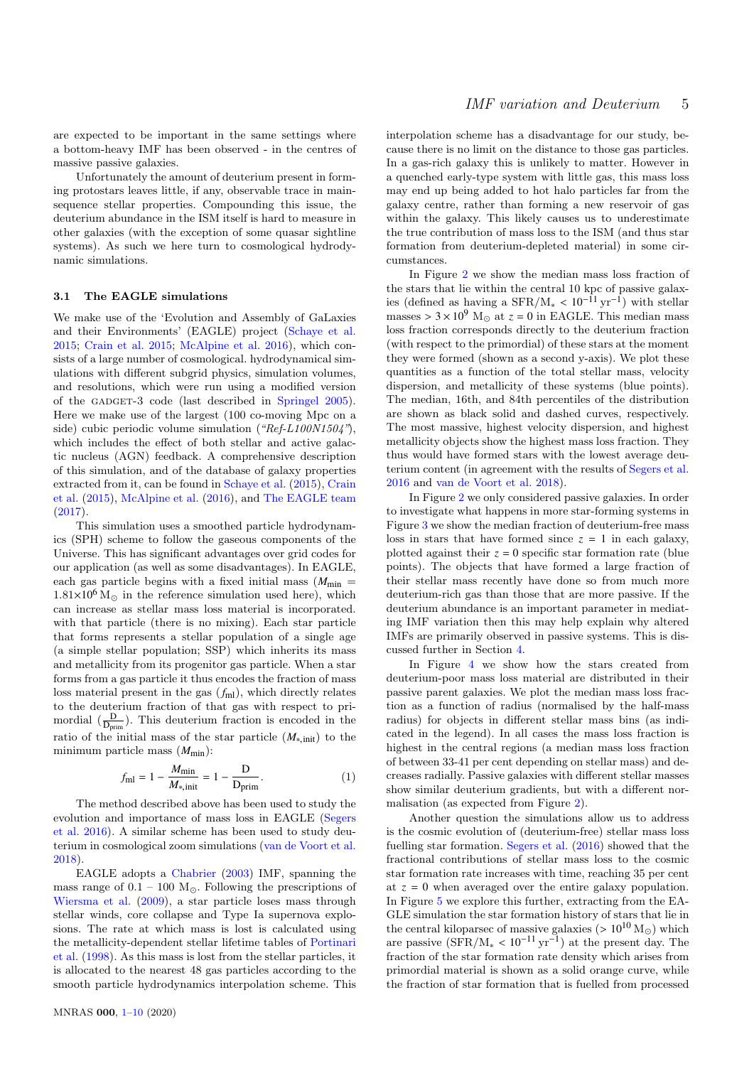are expected to be important in the same settings where a bottom-heavy IMF has been observed - in the centres of massive passive galaxies.

Unfortunately the amount of deuterium present in forming protostars leaves little, if any, observable trace in main-sequence stellar properties. Compounding this issue, the deuterium abundance in the ISM itself is hard to measure in other galaxies (with the exception of some quasar sightline systems). As such we here turn to cosmological hydrodynamic simulations.

### 3.1 The EAGLE simulations

We make use of the 'Evolution and Assembly of GaLaxies and their Environments' (EAGLE) project (Schaye et al. 2015; Crain et al. 2015; McAlpine et al. 2016), which consists of a large number of cosmological. hydrodynamical simulations with different subgrid physics, simulation volumes, and resolutions, which were run using a modified version of the GADGET-3 code (last described in Springel 2005). Here we make use of the largest (100 co-moving Mpc on a side) cubic periodic volume simulation (*"Ref-L100N1504"*), which includes the effect of both stellar and active galactic nucleus (AGN) feedback. A comprehensive description of this simulation, and of the database of galaxy properties extracted from it, can be found in Schaye et al. (2015), Crain et al. (2015), McAlpine et al. (2016), and The EAGLE team (2017).

This simulation uses a smoothed particle hydrodynamics (SPH) scheme to follow the gaseous components of the Universe. This has significant advantages over grid codes for our application (as well as some disadvantages). In EAGLE, each gas particle begins with a fixed initial mass ($M_{\rm min}$ = $1.81\times10^{6}$ M$_{\odot}$ in the reference simulation used here), which can increase as stellar mass loss material is incorporated. with that particle (there is no mixing). Each star particle that forms represents a stellar population of a single age (a simple stellar population; SSP) which inherits its mass and metallicity from its progenitor gas particle. When a star forms from a gas particle it thus encodes the fraction of mass loss material present in the gas ($f_{\rm ml}$), which directly relates to the deuterium fraction of that gas with respect to primordial ($\frac{\rm D}{\rm D_{prim}}$). This deuterium fraction is encoded in the ratio of the initial mass of the star particle ($M_{*,\rm init}$) to the minimum particle mass ($M_{\rm min}$):

$$f_{\rm ml} = 1 - \frac{M_{\rm min}}{M_{*,\rm init}} = 1 - \frac{\rm D}{\rm D_{prim}}. \qquad (1)$$

The method described above has been used to study the evolution and importance of mass loss in EAGLE (Segers et al. 2016). A similar scheme has been used to study deuterium in cosmological zoom simulations (van de Voort et al. 2018).

EAGLE adopts a Chabrier (2003) IMF, spanning the mass range of 0.1 – 100 M$_{\odot}$. Following the prescriptions of Wiersma et al. (2009), a star particle loses mass through stellar winds, core collapse and Type Ia supernova explosions. The rate at which mass is lost is calculated using the metallicity-dependent stellar lifetime tables of Portinari et al. (1998). As this mass is lost from the stellar particles, it is allocated to the nearest 48 gas particles according to the smooth particle hydrodynamics interpolation scheme. This interpolation scheme has a disadvantage for our study, because there is no limit on the distance to those gas particles. In a gas-rich galaxy this is unlikely to matter. However in a quenched early-type system with little gas, this mass loss may end up being added to hot halo particles far from the galaxy centre, rather than forming a new reservoir of gas within the galaxy. This likely causes us to underestimate the true contribution of mass loss to the ISM (and thus star formation from deuterium-depleted material) in some circumstances.

In Figure 2 we show the median mass loss fraction of the stars that lie within the central 10 kpc of passive galaxies (defined as having a SFR/M$_{*}$ < $10^{-11}$ yr$^{-1}$) with stellar masses > $3\times10^{9}$ M$_{\odot}$ at $z = 0$ in EAGLE. This median mass loss fraction corresponds directly to the deuterium fraction (with respect to the primordial) of these stars at the moment they were formed (shown as a second y-axis). We plot these quantities as a function of the total stellar mass, velocity dispersion, and metallicity of these systems (blue points). The median, 16th, and 84th percentiles of the distribution are shown as black solid and dashed curves, respectively. The most massive, highest velocity dispersion, and highest metallicity objects show the highest mass loss fraction. They thus would have formed stars with the lowest average deuterium content (in agreement with the results of Segers et al. 2016 and van de Voort et al. 2018).

In Figure 2 we only considered passive galaxies. In order to investigate what happens in more star-forming systems in Figure 3 we show the median fraction of deuterium-free mass loss in stars that have formed since $z = 1$ in each galaxy, plotted against their $z = 0$ specific star formation rate (blue points). The objects that have formed a large fraction of their stellar mass recently have done so from much more deuterium-rich gas than those that are more passive. If the deuterium abundance is an important parameter in mediating IMF variation then this may help explain why altered IMFs are primarily observed in passive systems. This is discussed further in Section 4.

In Figure 4 we show how the stars created from deuterium-poor mass loss material are distributed in their passive parent galaxies. We plot the median mass loss fraction as a function of radius (normalised by the half-mass radius) for objects in different stellar mass bins (as indicated in the legend). In all cases the mass loss fraction is highest in the central regions (a median mass loss fraction of between 33-41 per cent depending on stellar mass) and decreases radially. Passive galaxies with different stellar masses show similar deuterium gradients, but with a different normalisation (as expected from Figure 2).

Another question the simulations allow us to address is the cosmic evolution of (deuterium-free) stellar mass loss fuelling star formation. Segers et al. (2016) showed that the fractional contributions of stellar mass loss to the cosmic star formation rate increases with time, reaching 35 per cent at $z = 0$ when averaged over the entire galaxy population. In Figure 5 we explore this further, extracting from the EAGLE simulation the star formation history of stars that lie in the central kiloparsec of massive galaxies (> $10^{10}$ M$_{\odot}$) which are passive (SFR/M$_{*}$ < $10^{-11}$ yr$^{-1}$) at the present day. The fraction of the star formation rate density which arises from primordial material is shown as a solid orange curve, while the fraction of star formation that is fuelled from processed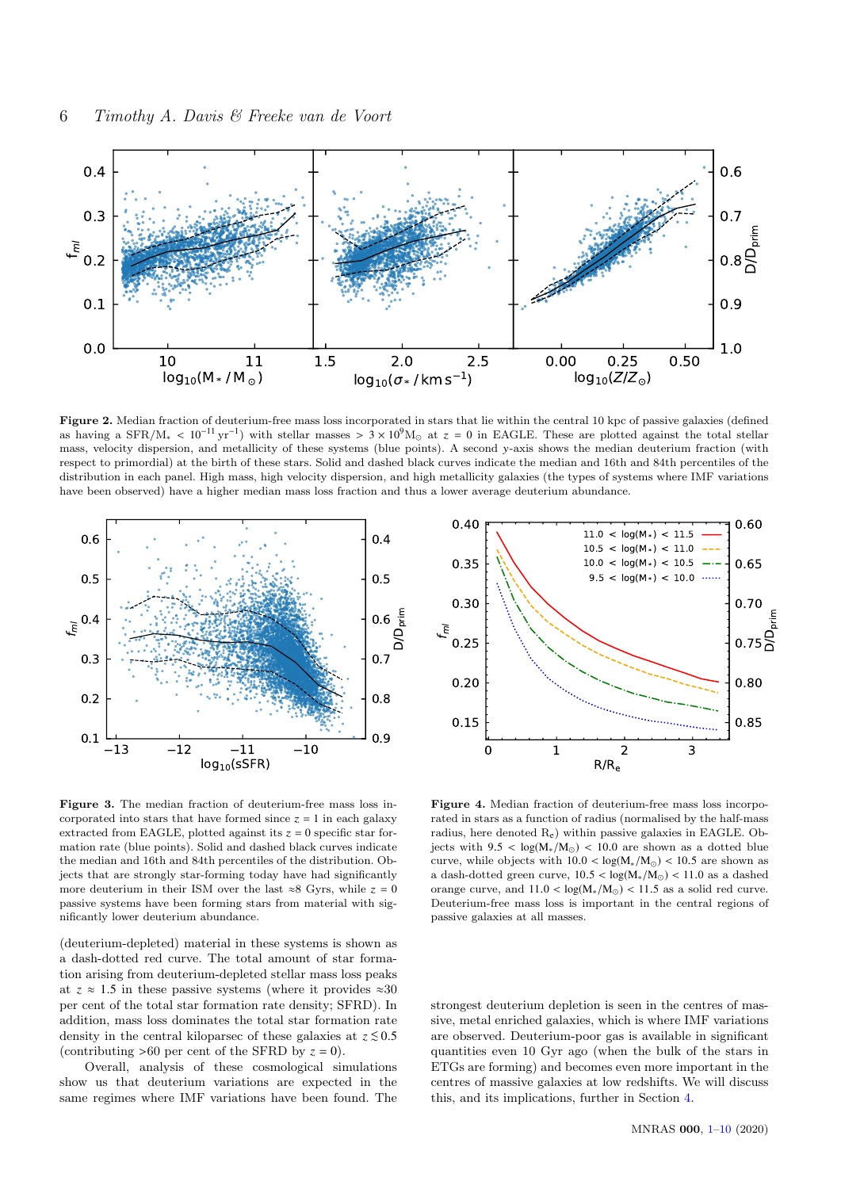**Figure 2.** Median fraction of deuterium-free mass loss incorporated in stars that lie within the central 10 kpc of passive galaxies (defined as having a SFR/M$_*$ < $10^{-11}$ yr$^{-1}$) with stellar masses > $3\times10^9$M$_\odot$ at $z$ = 0 in EAGLE. These are plotted against the total stellar mass, velocity dispersion, and metallicity of these systems (blue points). A second $y$-axis shows the median deuterium fraction (with respect to primordial) at the birth of these stars. Solid and dashed black curves indicate the median and 16th and 84th percentiles of the distribution in each panel. High mass, high velocity dispersion, and high metallicity galaxies (the types of systems where IMF variations have been observed) have a higher median mass loss fraction and thus a lower average deuterium abundance.

**Figure 3.** The median fraction of deuterium-free mass loss incorporated into stars that have formed since $z$ = 1 in each galaxy extracted from EAGLE, plotted against its $z$ = 0 specific star formation rate (blue points). Solid and dashed black curves indicate the median and 16th and 84th percentiles of the distribution. Objects that are strongly star-forming today have had significantly more deuterium in their ISM over the last ≈8 Gyrs, while $z$ = 0 passive systems have been forming stars from material with significantly lower deuterium abundance.

**Figure 4.** Median fraction of deuterium-free mass loss incorporated in stars as a function of radius (normalised by the half-mass radius, here denoted R$_e$) within passive galaxies in EAGLE. Objects with 9.5 < log(M$_*$/M$_\odot$) < 10.0 are shown as a dotted blue curve, while objects with 10.0 < log(M$_*$/M$_\odot$) < 10.5 are shown as a dash-dotted green curve, 10.5 < log(M$_*$/M$_\odot$) < 11.0 as a dashed orange curve, and 11.0 < log(M$_*$/M$_\odot$) < 11.5 as a solid red curve. Deuterium-free mass loss is important in the central regions of passive galaxies at all masses.

(deuterium-depleted) material in these systems is shown as a dash-dotted red curve. The total amount of star formation arising from deuterium-depleted stellar mass loss peaks at $z\approx1.5$ in these passive systems (where it provides ≈30 per cent of the total star formation rate density; SFRD). In addition, mass loss dominates the total star formation rate density in the central kiloparsec of these galaxies at $z\lesssim0.5$ (contributing >60 per cent of the SFRD by $z$ = 0).

Overall, analysis of these cosmological simulations show us that deuterium variations are expected in the same regimes where IMF variations have been found. The strongest deuterium depletion is seen in the centres of massive, metal enriched galaxies, which is where IMF variations are observed. Deuterium-poor gas is available in significant quantities even 10 Gyr ago (when the bulk of the stars in ETGs are forming) and becomes even more important in the centres of massive galaxies at low redshifts. We will discuss this, and its implications, further in Section 4.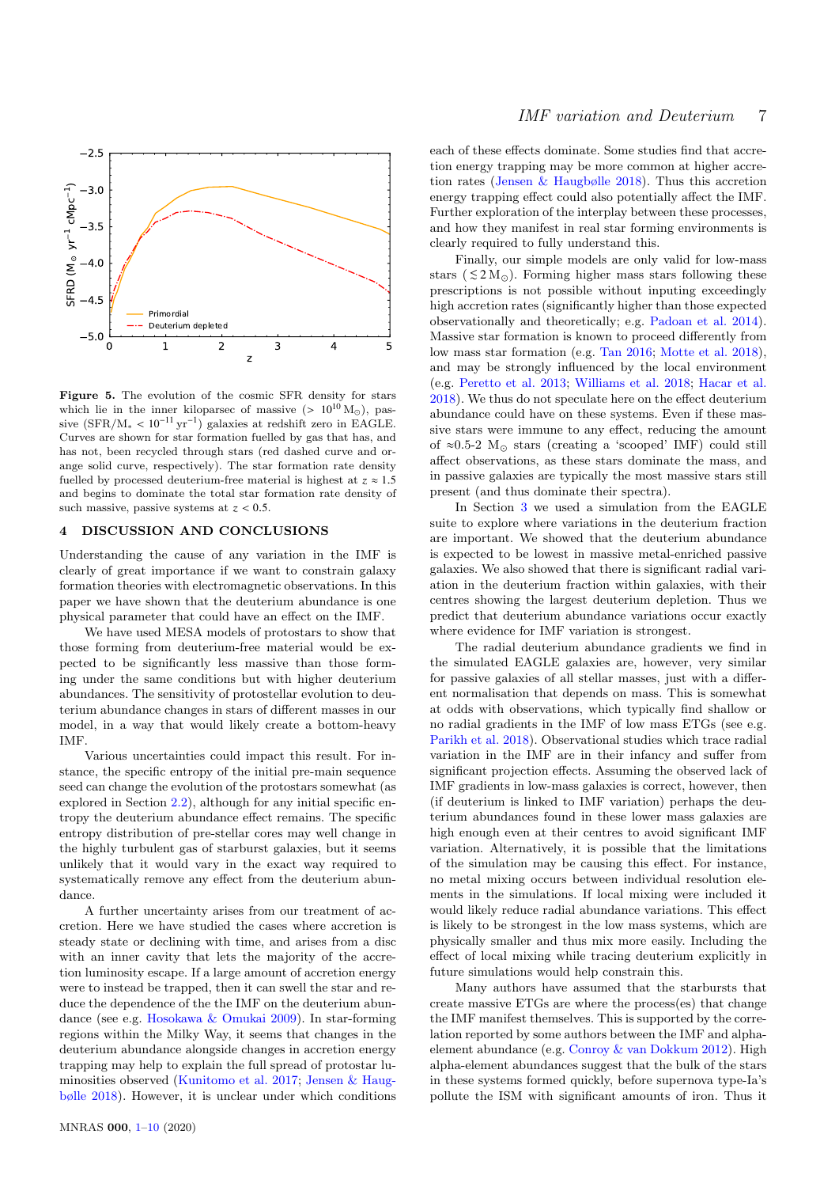**Figure 5.** The evolution of the cosmic SFR density for stars which lie in the inner kiloparsec of massive ($> 10^{10}\,\mathrm{M}_\odot$), passive ($\mathrm{SFR}/\mathrm{M}_* < 10^{-11}\,\mathrm{yr}^{-1}$) galaxies at redshift zero in EAGLE. Curves are shown for star formation fuelled by gas that has, and has not, been recycled through stars (red dashed curve and orange solid curve, respectively). The star formation rate density fuelled by processed deuterium-free material is highest at $z \approx 1.5$ and begins to dominate the total star formation rate density of such massive, passive systems at $z < 0.5$.

## 4 DISCUSSION AND CONCLUSIONS

Understanding the cause of any variation in the IMF is clearly of great importance if we want to constrain galaxy formation theories with electromagnetic observations. In this paper we have shown that the deuterium abundance is one physical parameter that could have an effect on the IMF.

We have used MESA models of protostars to show that those forming from deuterium-free material would be expected to be significantly less massive than those forming under the same conditions but with higher deuterium abundances. The sensitivity of protostellar evolution to deuterium abundance changes in stars of different masses in our model, in a way that would likely create a bottom-heavy IMF.

Various uncertainties could impact this result. For instance, the specific entropy of the initial pre-main sequence seed can change the evolution of the protostars somewhat (as explored in Section 2.2), although for any initial specific entropy the deuterium abundance effect remains. The specific entropy distribution of pre-stellar cores may well change in the highly turbulent gas of starburst galaxies, but it seems unlikely that it would vary in the exact way required to systematically remove any effect from the deuterium abundance.

A further uncertainty arises from our treatment of accretion. Here we have studied the cases where accretion is steady state or declining with time, and arises from a disc with an inner cavity that lets the majority of the accretion luminosity escape. If a large amount of accretion energy were to instead be trapped, then it can swell the star and reduce the dependence of the of the IMF on the deuterium abundance (see e.g. Hosokawa & Omukai 2009). In star-forming regions within the Milky Way, it seems that changes in the deuterium abundance alongside changes in accretion energy trapping may help to explain the full spread of protostar luminosities observed (Kunitomo et al. 2017; Jensen & Haugbølle 2018). However, it is unclear under which conditions each of these effects dominate. Some studies find that accretion energy trapping may be more common at higher accretion rates (Jensen & Haugbølle 2018). Thus this accretion energy trapping effect could also potentially affect the IMF. Further exploration of the interplay between these processes, and how they manifest in real star forming environments is clearly required to fully understand this.

Finally, our simple models are only valid for low-mass stars ($\lesssim 2\,\mathrm{M}_\odot$). Forming higher mass stars following these prescriptions is not possible without inputing exceedingly high accretion rates (significantly higher than those expected observationally and theoretically; e.g. Padoan et al. 2014). Massive star formation is known to proceed differently from low mass star formation (e.g. Tan 2016; Motte et al. 2018), and may be strongly influenced by the local environment (e.g. Peretto et al. 2013; Williams et al. 2018; Hacar et al. 2018). We thus do not speculate here on the effect deuterium abundance could have on these systems. Even if these massive stars were immune to any effect, reducing the amount of $\approx$0.5-2 $\mathrm{M}_\odot$ stars (creating a 'scooped' IMF) could still affect observations, as these stars dominate the mass, and in passive galaxies are typically the most massive stars still present (and thus dominate their spectra).

In Section 3 we used a simulation from the EAGLE suite to explore where variations in the deuterium fraction are important. We showed that the deuterium abundance is expected to be lowest in massive metal-enriched passive galaxies. We also showed that there is significant radial variation in the deuterium fraction within galaxies, with their centres showing the largest deuterium depletion. Thus we predict that deuterium abundance variations occur exactly where evidence for IMF variation is strongest.

The radial deuterium abundance gradients we find in the simulated EAGLE galaxies are, however, very similar for passive galaxies of all stellar masses, just with a different normalisation that depends on mass. This is somewhat at odds with observations, which typically find shallow or no radial gradients in the IMF of low mass ETGs (see e.g. Parikh et al. 2018). Observational studies which trace radial variation in the IMF are in their infancy and suffer from significant projection effects. Assuming the observed lack of IMF gradients in low-mass galaxies is correct, however, then (if deuterium is linked to IMF variation) perhaps the deuterium abundances found in these lower mass galaxies are high enough even at their centres to avoid significant IMF variation. Alternatively, it is possible that the limitations of the simulation may be causing this effect. For instance, no metal mixing occurs between individual resolution elements in the simulations. If local mixing were included it would likely reduce radial abundance variations. This effect is likely to be strongest in the low mass systems, which are physically smaller and thus mix more easily. Including the effect of local mixing while tracing deuterium explicitly in future simulations would help constrain this.

Many authors have assumed that the starbursts that create massive ETGs are where the process(es) that change the IMF manifest themselves. This is supported by the correlation reported by some authors between the IMF and alpha-element abundance (e.g. Conroy & van Dokkum 2012). High alpha-element abundances suggest that the bulk of the stars in these systems formed quickly, before supernova type-Ia's pollute the ISM with significant amounts of iron. Thus it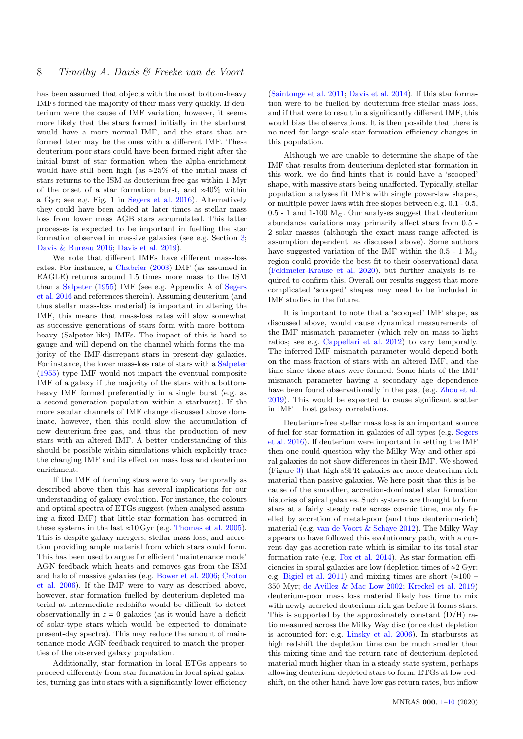has been assumed that objects with the most bottom-heavy IMFs formed the majority of their mass very quickly. If deuterium were the cause of IMF variation, however, it seems more likely that the stars formed initially in the starburst would have a more normal IMF, and the stars that are formed later may be the ones with a different IMF. These deuterium-poor stars could have been formed right after the initial burst of star formation when the alpha-enrichment would have still been high (as ≈25% of the initial mass of stars returns to the ISM as deuterium free gas within 1 Myr of the onset of a star formation burst, and ≈40% within a Gyr; see e.g. Fig. 1 in Segers et al. 2016). Alternatively they could have been added at later times as stellar mass loss from lower mass AGB stars accumulated. This latter processes is expected to be important in fuelling the star formation observed in massive galaxies (see e.g. Section 3; Davis & Bureau 2016; Davis et al. 2019).

We note that different IMFs have different mass-loss rates. For instance, a Chabrier (2003) IMF (as assumed in EAGLE) returns around 1.5 times more mass to the ISM than a Salpeter (1955) IMF (see e.g. Appendix A of Segers et al. 2016 and references therein). Assuming deuterium (and thus stellar mass-loss material) is important in altering the IMF, this means that mass-loss rates will slow somewhat as successive generations of stars form with more bottom-heavy (Salpeter-like) IMFs. The impact of this is hard to gauge and will depend on the channel which forms the majority of the IMF-discrepant stars in present-day galaxies. For instance, the lower mass-loss rate of stars with a Salpeter (1955) type IMF would not impact the eventual composite IMF of a galaxy if the majority of the stars with a bottom-heavy IMF formed preferentially in a single burst (e.g. as a second-generation population within a starburst). If the more secular channels of IMF change discussed above dominate, however, then this could slow the accumulation of new deuterium-free gas, and thus the production of new stars with an altered IMF. A better understanding of this should be possible within simulations which explicitly trace the changing IMF and its effect on mass loss and deuterium enrichment.

If the IMF of forming stars were to vary temporally as described above then this has several implications for our understanding of galaxy evolution. For instance, the colours and optical spectra of ETGs suggest (when analysed assuming a fixed IMF) that little star formation has occurred in these systems in the last ≈10 Gyr (e.g. Thomas et al. 2005). This is despite galaxy mergers, stellar mass loss, and accretion providing ample material from which stars could form. This has been used to argue for efficient 'maintenance mode' AGN feedback which heats and removes gas from the ISM and halo of massive galaxies (e.g. Bower et al. 2006; Croton et al. 2006). If the IMF were to vary as described above, however, star formation fuelled by deuterium-depleted material at intermediate redshifts would be difficult to detect observationally in $z = 0$ galaxies (as it would have a deficit of solar-type stars which would be expected to dominate present-day spectra). This may reduce the amount of maintenance mode AGN feedback required to match the properties of the observed galaxy population.

Additionally, star formation in local ETGs appears to proceed differently from star formation in local spiral galaxies, turning gas into stars with a significantly lower efficiency (Saintonge et al. 2011; Davis et al. 2014). If this star formation were to be fuelled by deuterium-free stellar mass loss, and if that were to result in a significantly different IMF, this would bias the observations. It is then possible that there is no need for large scale star formation efficiency changes in this population.

Although we are unable to determine the shape of the IMF that results from deuterium-depleted star-formation in this work, we do find hints that it could have a 'scooped' shape, with massive stars being unaffected. Typically, stellar population analyses fit IMFs with single power-law shapes, or multiple power laws with free slopes between e.g. 0.1 - 0.5, 0.5 - 1 and 1-100 $M_{\odot}$. Our analyses suggest that deuterium abundance variations may primarily affect stars from 0.5 - 2 solar masses (although the exact mass range affected is assumption dependent, as discussed above). Some authors have suggested variation of the IMF within the 0.5 - 1 $M_{\odot}$ region could provide the best fit to their observational data (Feldmeier-Krause et al. 2020), but further analysis is required to confirm this. Overall our results suggest that more complicated 'scooped' shapes may need to be included in IMF studies in the future.

It is important to note that a 'scooped' IMF shape, as discussed above, would cause dynamical measurements of the IMF mismatch parameter (which rely on mass-to-light ratios; see e.g. Cappellari et al. 2012) to vary temporally. The inferred IMF mismatch parameter would depend both on the mass-fraction of stars with an altered IMF, and the time since those stars were formed. Some hints of the IMF mismatch parameter having a secondary age dependence have been found observationally in the past (e.g. Zhou et al. 2019). This would be expected to cause significant scatter in IMF – host galaxy correlations.

Deuterium-free stellar mass loss is an important source of fuel for star formation in galaxies of all types (e.g. Segers et al. 2016). If deuterium were important in setting the IMF then one could question why the Milky Way and other spiral galaxies do not show differences in their IMF. We showed (Figure 3) that high sSFR galaxies are more deuterium-rich material than passive galaxies. We here posit that this is because of the smoother, accretion-dominated star formation histories of spiral galaxies. Such systems are thought to form stars at a fairly steady rate across cosmic time, mainly fuelled by accretion of metal-poor (and thus deuterium-rich) material (e.g. van de Voort & Schaye 2012). The Milky Way appears to have followed this evolutionary path, with a current day gas accretion rate which is similar to its total star formation rate (e.g. Fox et al. 2014). As star formation efficiencies in spiral galaxies are low (depletion times of ≈2 Gyr; e.g. Bigiel et al. 2011) and mixing times are short (≈100 – 350 Myr; de Avillez & Mac Low 2002; Kreckel et al. 2019) deuterium-poor mass loss material likely has time to mix with newly accreted deuterium-rich gas before it forms stars. This is supported by the approximately constant (D/H) ratio measured across the Milky Way disc (once dust depletion is accounted for: e.g. Linsky et al. 2006). In starbursts at high redshift the depletion time can be much smaller than this mixing time and the return rate of deuterium-depleted material much higher than in a steady state system, perhaps allowing deuterium-depleted stars to form. ETGs at low redshift, on the other hand, have low gas return rates, but inflow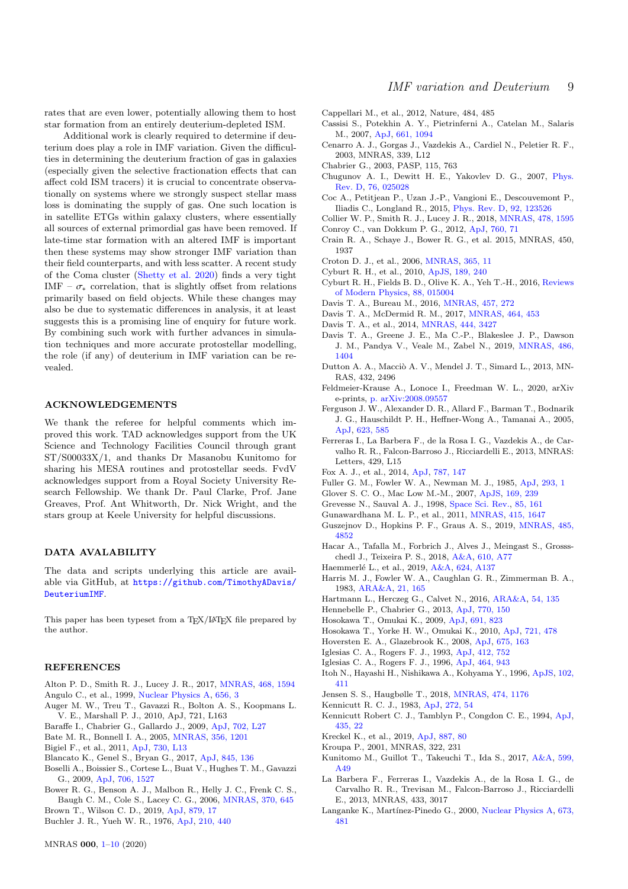rates that are even lower, potentially allowing them to host star formation from an entirely deuterium-depleted ISM.

Additional work is clearly required to determine if deuterium does play a role in IMF variation. Given the difficulties in determining the deuterium fraction of gas in galaxies (especially given the selective fractionation effects that can affect cold ISM tracers) it is crucial to concentrate observationally on systems where we strongly suspect stellar mass loss is dominating the supply of gas. One such location is in satellite ETGs within galaxy clusters, where essentially all sources of external primordial gas have been removed. If late-time star formation with an altered IMF is important then these systems may show stronger IMF variation than their field counterparts, and with less scatter. A recent study of the Coma cluster (Shetty et al. 2020) finds a very tight IMF – $\sigma_*$ correlation, that is slightly offset from relations primarily based on field objects. While these changes may also be due to systematic differences in analysis, it at least suggests this is a promising line of enquiry for future work. By combining such work with further advances in simulation techniques and more accurate protostellar modelling, the role (if any) of deuterium in IMF variation can be revealed.

## ACKNOWLEDGEMENTS

We thank the referee for helpful comments which improved this work. TAD acknowledges support from the UK Science and Technology Facilities Council through grant ST/S00033X/1, and thanks Dr Masanobu Kunitomo for sharing his MESA routines and protostellar seeds. FvdV acknowledges support from a Royal Society University Research Fellowship. We thank Dr. Paul Clarke, Prof. Jane Greaves, Prof. Ant Whitworth, Dr. Nick Wright, and the stars group at Keele University for helpful discussions.

## DATA AVALABILITY

The data and scripts underlying this article are available via GitHub, at https://github.com/TimothyADavis/DeuteriumIMF.

This paper has been typeset from a TEX/LATEX file prepared by the author.

## REFERENCES

Alton P. D., Smith R. J., Lucey J. R., 2017, MNRAS, 468, 1594
Angulo C., et al., 1999, Nuclear Physics A, 656, 3
Auger M. W., Treu T., Gavazzi R., Bolton A. S., Koopmans L. V. E., Marshall P. J., 2010, ApJ, 721, L163
Baraffe I., Chabrier G., Gallardo J., 2009, ApJ, 702, L27
Bate M. R., Bonnell I. A., 2005, MNRAS, 356, 1201
Bigiel F., et al., 2011, ApJ, 730, L13
Blancato K., Genel S., Bryan G., 2017, ApJ, 845, 136
Boselli A., Boissier S., Cortese L., Buat V., Hughes T. M., Gavazzi G., 2009, ApJ, 706, 1527
Bower R. G., Benson A. J., Malbon R., Helly J. C., Frenk C. S., Baugh C. M., Cole S., Lacey C. G., 2006, MNRAS, 370, 645
Brown T., Wilson C. D., 2019, ApJ, 879, 17
Buchler J. R., Yueh W. R., 1976, ApJ, 210, 440
Cappellari M., et al., 2012, Nature, 484, 485
Cassisi S., Potekhin A. Y., Pietrinferni A., Catelan M., Salaris M., 2007, ApJ, 661, 1094
Cenarro A. J., Gorgas J., Vazdekis A., Cardiel N., Peletier R. F., 2003, MNRAS, 339, L12
Chabrier G., 2003, PASP, 115, 763
Chugunov A. I., Dewitt H. E., Yakovlev D. G., 2007, Phys. Rev. D, 76, 025028
Coc A., Petitjean P., Uzan J.-P., Vangioni E., Descouvemont P., Iliadis C., Longland R., 2015, Phys. Rev. D, 92, 123526
Collier W. P., Smith R. J., Lucey J. R., 2018, MNRAS, 478, 1595
Conroy C., van Dokkum P. G., 2012, ApJ, 760, 71
Crain R. A., Schaye J., Bower R. G., et al. 2015, MNRAS, 450, 1937
Croton D. J., et al., 2006, MNRAS, 365, 11
Cyburt R. H., et al., 2010, ApJS, 189, 240
Cyburt R. H., Fields B. D., Olive K. A., Yeh T.-H., 2016, Reviews of Modern Physics, 88, 015004
Davis T. A., Bureau M., 2016, MNRAS, 457, 272
Davis T. A., McDermid R. M., 2017, MNRAS, 464, 453
Davis T. A., et al., 2014, MNRAS, 444, 3427
Davis T. A., Greene J. E., Ma C.-P., Blakeslee J. P., Dawson J. M., Pandya V., Veale M., Zabel N., 2019, MNRAS, 486, 1404
Dutton A. A., Macciò A. V., Mendel J. T., Simard L., 2013, MNRAS, 432, 2496
Feldmeier-Krause A., Lonoce I., Freedman W. L., 2020, arXiv e-prints, p. arXiv:2008.09557
Ferguson J. W., Alexander D. R., Allard F., Barman T., Bodnarik J. G., Hauschildt P. H., Heffner-Wong A., Tamanai A., 2005, ApJ, 623, 585
Ferreras I., La Barbera F., de la Rosa I. G., Vazdekis A., de Carvalho R. R., Falcon-Barroso J., Ricciardelli E., 2013, MNRAS: Letters, 429, L15
Fox A. J., et al., 2014, ApJ, 787, 147
Fuller G. M., Fowler W. A., Newman M. J., 1985, ApJ, 293, 1
Glover S. C. O., Mac Low M.-M., 2007, ApJS, 169, 239
Grevesse N., Sauval A. J., 1998, Space Sci. Rev., 85, 161
Gunawardhana M. L. P., et al., 2011, MNRAS, 415, 1647
Guszejnov D., Hopkins P. F., Graus A. S., 2019, MNRAS, 485, 4852
Hacar A., Tafalla M., Forbrich J., Alves J., Meingast S., Grossschedl J., Teixeira P. S., 2018, A&A, 610, A77
Haemmerlé L., et al., 2019, A&A, 624, A137
Harris M. J., Fowler W. A., Caughlan G. R., Zimmerman B. A., 1983, ARA&A, 21, 165
Hartmann L., Herczeg G., Calvet N., 2016, ARA&A, 54, 135
Hennebelle P., Chabrier G., 2013, ApJ, 770, 150
Hosokawa T., Omukai K., 2009, ApJ, 691, 823
Hosokawa T., Yorke H. W., Omukai K., 2010, ApJ, 721, 478
Hoversten E. A., Glazebrook K., 2008, ApJ, 675, 163
Iglesias C. A., Rogers F. J., 1993, ApJ, 412, 752
Iglesias C. A., Rogers F. J., 1996, ApJ, 464, 943
Itoh N., Hayashi H., Nishikawa A., Kohyama Y., 1996, ApJS, 102, 411
Jensen S. S., Haugbølle T., 2018, MNRAS, 474, 1176
Kennicutt R. C. J., 1983, ApJ, 272, 54
Kennicutt Robert C. J., Tamblyn P., Congdon C. E., 1994, ApJ, 435, 22
Kreckel K., et al., 2019, ApJ, 887, 80
Kroupa P., 2001, MNRAS, 322, 231
Kunitomo M., Guillot T., Takeuchi T., Ida S., 2017, A&A, 599, A49
La Barbera F., Ferreras I., Vazdekis A., de la Rosa I. G., de Carvalho R. R., Trevisan M., Falcon-Barroso J., Ricciardelli E., 2013, MNRAS, 433, 3017
Langanke K., Martínez-Pinedo G., 2000, Nuclear Physics A, 673, 481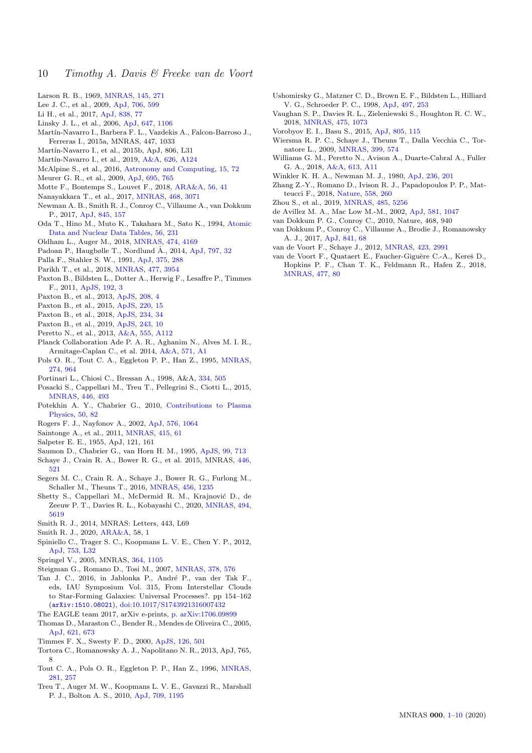Larson R. B., 1969, MNRAS, 145, 271

Lee J. C., et al., 2009, ApJ, 706, 599

Li H., et al., 2017, ApJ, 838, 77

Linsky J. L., et al., 2006, ApJ, 647, 1106

Martín-Navarro I., Barbera F. L., Vazdekis A., Falcon-Barroso J., Ferreras I., 2015a, MNRAS, 447, 1033

Martín-Navarro I., et al., 2015b, ApJ, 806, L31

Martín-Navarro I., et al., 2019, A&A, 626, A124

McAlpine S., et al., 2016, Astronomy and Computing, 15, 72

Meurer G. R., et al., 2009, ApJ, 695, 765

Motte F., Bontemps S., Louvet F., 2018, ARA&A, 56, 41

Nanayakkara T., et al., 2017, MNRAS, 468, 3071

Newman A. B., Smith R. J., Conroy C., Villaume A., van Dokkum P., 2017, ApJ, 845, 157

Oda T., Hino M., Muto K., Takahara M., Sato K., 1994, Atomic Data and Nuclear Data Tables, 56, 231

Oldham L., Auger M., 2018, MNRAS, 474, 4169

Padoan P., Haugbølle T., Nordlund Å., 2014, ApJ, 797, 32

Palla F., Stahler S. W., 1991, ApJ, 375, 288

Parikh T., et al., 2018, MNRAS, 477, 3954

Paxton B., Bildsten L., Dotter A., Herwig F., Lesaffre P., Timmes F., 2011, ApJS, 192, 3

Paxton B., et al., 2013, ApJS, 208, 4

Paxton B., et al., 2015, ApJS, 220, 15

Paxton B., et al., 2018, ApJS, 234, 34

Paxton B., et al., 2019, ApJS, 243, 10

Peretto N., et al., 2013, A&A, 555, A112

Planck Collaboration Ade P. A. R., Aghanim N., Alves M. I. R., Armitage-Caplan C., et al. 2014, A&A, 571, A1

Pols O. R., Tout C. A., Eggleton P. P., Han Z., 1995, MNRAS, 274, 964

Portinari L., Chiosi C., Bressan A., 1998, A&A, 334, 505

Posacki S., Cappellari M., Treu T., Pellegrini S., Ciotti L., 2015, MNRAS, 446, 493

Potekhin A. Y., Chabrier G., 2010, Contributions to Plasma Physics, 50, 82

Rogers F. J., Nayfonov A., 2002, ApJ, 576, 1064

Saintonge A., et al., 2011, MNRAS, 415, 61

Salpeter E. E., 1955, ApJ, 121, 161

Saumon D., Chabrier G., van Horn H. M., 1995, ApJS, 99, 713

Schaye J., Crain R. A., Bower R. G., et al. 2015, MNRAS, 446, 521

Segers M. C., Crain R. A., Schaye J., Bower R. G., Furlong M., Schaller M., Theuns T., 2016, MNRAS, 456, 1235

Shetty S., Cappellari M., McDermid R. M., Krajnović D., de Zeeuw P. T., Davies R. L., Kobayashi C., 2020, MNRAS, 494, 5619

Smith R. J., 2014, MNRAS: Letters, 443, L69

Smith R. J., 2020, ARA&A, 58, 1

Spiniello C., Trager S. C., Koopmans L. V. E., Chen Y. P., 2012, ApJ, 753, L32

Springel V., 2005, MNRAS, 364, 1105

Steigman G., Romano D., Tosi M., 2007, MNRAS, 378, 576

Tan J. C., 2016, in Jablonka P., André P., van der Tak F., eds, IAU Symposium Vol. 315, From Interstellar Clouds to Star-Forming Galaxies: Universal Processes?. pp 154–162 (arXiv:1510.08021), doi:10.1017/S1743921316007432

The EAGLE team 2017, arXiv e-prints, p. arXiv:1706.09899

Thomas D., Maraston C., Bender R., Mendes de Oliveira C., 2005, ApJ, 621, 673

Timmes F. X., Swesty F. D., 2000, ApJS, 126, 501

Tortora C., Romanowsky A. J., Napolitano N. R., 2013, ApJ, 765, 8

Tout C. A., Pols O. R., Eggleton P. P., Han Z., 1996, MNRAS, 281, 257

Treu T., Auger M. W., Koopmans L. V. E., Gavazzi R., Marshall P. J., Bolton A. S., 2010, ApJ, 709, 1195

Ushomirsky G., Matzner C. D., Brown E. F., Bildsten L., Hilliard V. G., Schroeder P. C., 1998, ApJ, 497, 253

Vaughan S. P., Davies R. L., Zieleniewski S., Houghton R. C. W., 2018, MNRAS, 475, 1073

Vorobyov E. I., Basu S., 2015, ApJ, 805, 115

Wiersma R. P. C., Schaye J., Theuns T., Dalla Vecchia C., Tornatore L., 2009, MNRAS, 399, 574

Williams G. M., Peretto N., Avison A., Duarte-Cabral A., Fuller G. A., 2018, A&A, 613, A11

Winkler K. H. A., Newman M. J., 1980, ApJ, 236, 201

Zhang Z.-Y., Romano D., Ivison R. J., Papadopoulos P. P., Matteucci F., 2018, Nature, 558, 260

Zhou S., et al., 2019, MNRAS, 485, 5256

de Avillez M. A., Mac Low M.-M., 2002, ApJ, 581, 1047

van Dokkum P. G., Conroy C., 2010, Nature, 468, 940

van Dokkum P., Conroy C., Villaume A., Brodie J., Romanowsky A. J., 2017, ApJ, 841, 68

van de Voort F., Schaye J., 2012, MNRAS, 423, 2991

van de Voort F., Quataert E., Faucher-Giguère C.-A., Kereš D., Hopkins P. F., Chan T. K., Feldmann R., Hafen Z., 2018, MNRAS, 477, 80